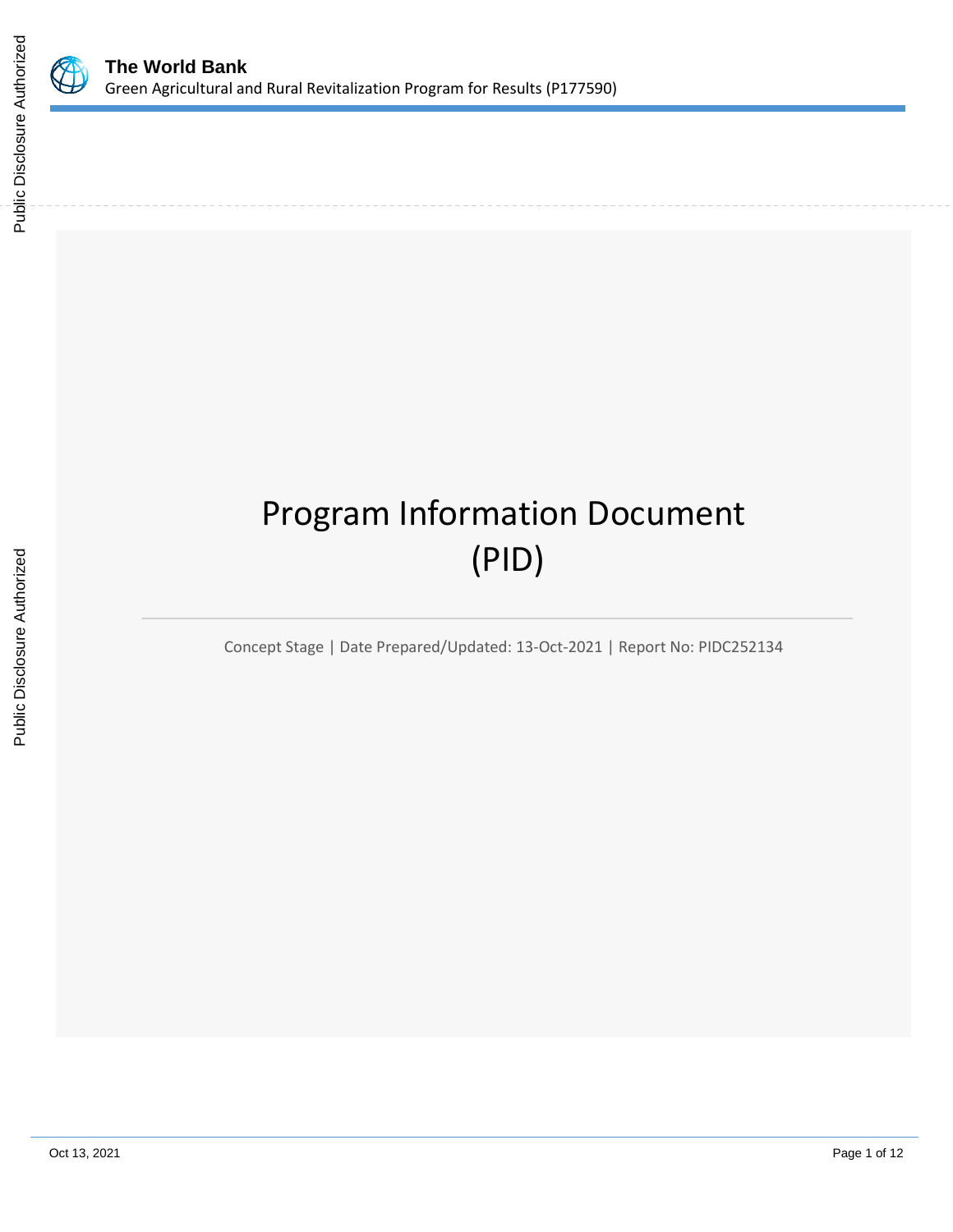**The World Bank**
Green Agricultural and Rural Revitalization Program for Results (P177590)

# Program Information Document (PID)

Concept Stage | Date Prepared/Updated: 13-Oct-2021 | Report No: PIDC252134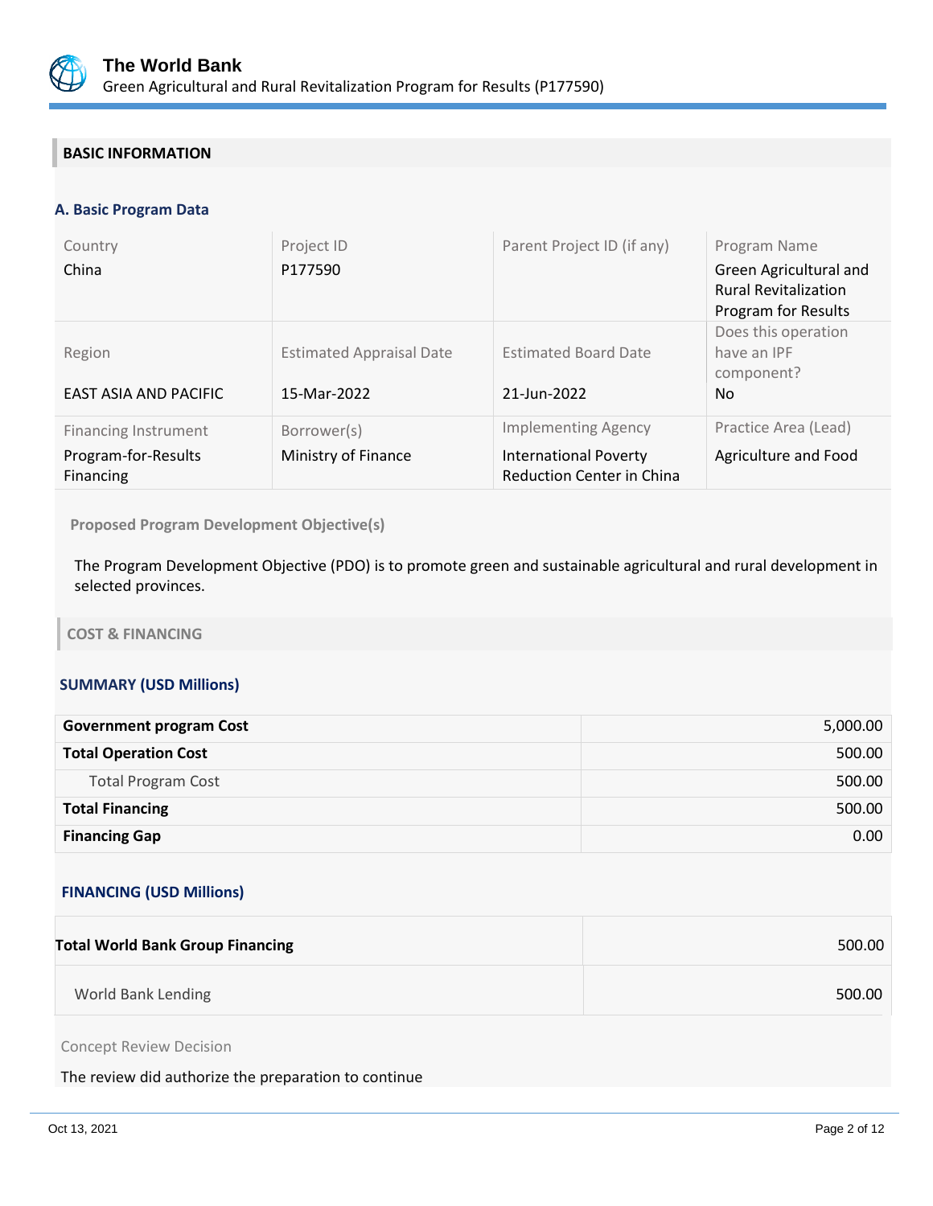## BASIC INFORMATION

### A. Basic Program Data

| Country | Project ID | Parent Project ID (if any) | Program Name |
|---|---|---|---|
| China | P177590 | | Green Agricultural and Rural Revitalization Program for Results |
| **Region** | **Estimated Appraisal Date** | **Estimated Board Date** | **Does this operation have an IPF component?** |
| EAST ASIA AND PACIFIC | 15-Mar-2022 | 21-Jun-2022 | No |
| **Financing Instrument** | **Borrower(s)** | **Implementing Agency** | **Practice Area (Lead)** |
| Program-for-Results Financing | Ministry of Finance | International Poverty Reduction Center in China | Agriculture and Food |

**Proposed Program Development Objective(s)**

The Program Development Objective (PDO) is to promote green and sustainable agricultural and rural development in selected provinces.

## COST & FINANCING

### SUMMARY (USD Millions)

| | |
|---|---|
| **Government program Cost** | 5,000.00 |
| **Total Operation Cost** | 500.00 |
| Total Program Cost | 500.00 |
| **Total Financing** | 500.00 |
| **Financing Gap** | 0.00 |

### FINANCING (USD Millions)

| | |
|---|---|
| **Total World Bank Group Financing** | 500.00 |
| World Bank Lending | 500.00 |

Concept Review Decision

The review did authorize the preparation to continue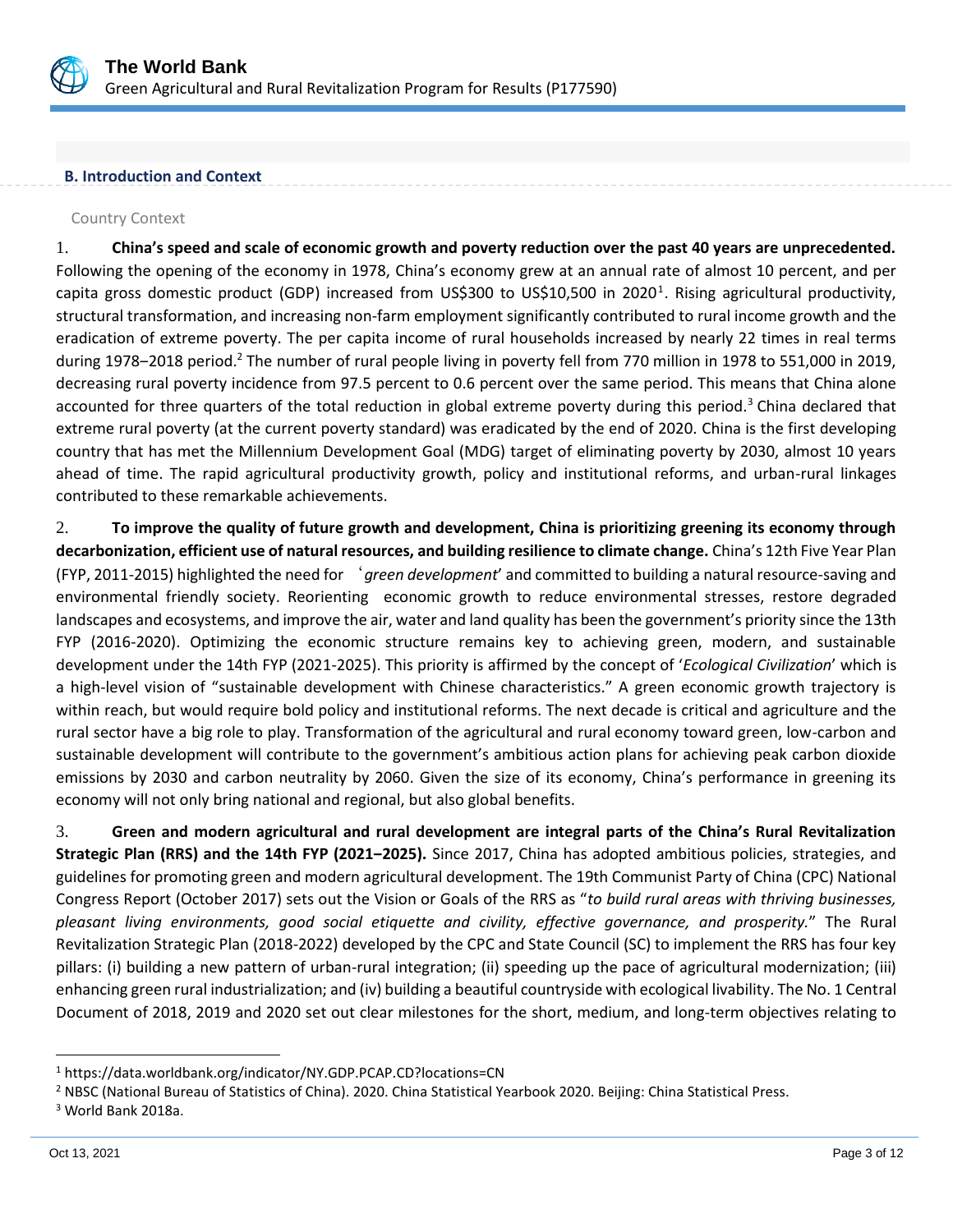## B. Introduction and Context

Country Context

1. **China's speed and scale of economic growth and poverty reduction over the past 40 years are unprecedented.** Following the opening of the economy in 1978, China's economy grew at an annual rate of almost 10 percent, and per capita gross domestic product (GDP) increased from US$300 to US$10,500 in 2020[1]. Rising agricultural productivity, structural transformation, and increasing non-farm employment significantly contributed to rural income growth and the eradication of extreme poverty. The per capita income of rural households increased by nearly 22 times in real terms during 1978–2018 period.[2] The number of rural people living in poverty fell from 770 million in 1978 to 551,000 in 2019, decreasing rural poverty incidence from 97.5 percent to 0.6 percent over the same period. This means that China alone accounted for three quarters of the total reduction in global extreme poverty during this period.[3] China declared that extreme rural poverty (at the current poverty standard) was eradicated by the end of 2020. China is the first developing country that has met the Millennium Development Goal (MDG) target of eliminating poverty by 2030, almost 10 years ahead of time. The rapid agricultural productivity growth, policy and institutional reforms, and urban-rural linkages contributed to these remarkable achievements.

2. **To improve the quality of future growth and development, China is prioritizing greening its economy through decarbonization, efficient use of natural resources, and building resilience to climate change.** China's 12th Five Year Plan (FYP, 2011-2015) highlighted the need for '*green development*' and committed to building a natural resource-saving and environmental friendly society. Reorienting economic growth to reduce environmental stresses, restore degraded landscapes and ecosystems, and improve the air, water and land quality has been the government's priority since the 13th FYP (2016-2020). Optimizing the economic structure remains key to achieving green, modern, and sustainable development under the 14th FYP (2021-2025). This priority is affirmed by the concept of '*Ecological Civilization*' which is a high-level vision of "sustainable development with Chinese characteristics." A green economic growth trajectory is within reach, but would require bold policy and institutional reforms. The next decade is critical and agriculture and the rural sector have a big role to play. Transformation of the agricultural and rural economy toward green, low-carbon and sustainable development will contribute to the government's ambitious action plans for achieving peak carbon dioxide emissions by 2030 and carbon neutrality by 2060. Given the size of its economy, China's performance in greening its economy will not only bring national and regional, but also global benefits.

3. **Green and modern agricultural and rural development are integral parts of the China's Rural Revitalization Strategic Plan (RRS) and the 14th FYP (2021–2025).** Since 2017, China has adopted ambitious policies, strategies, and guidelines for promoting green and modern agricultural development. The 19th Communist Party of China (CPC) National Congress Report (October 2017) sets out the Vision or Goals of the RRS as "*to build rural areas with thriving businesses, pleasant living environments, good social etiquette and civility, effective governance, and prosperity.*" The Rural Revitalization Strategic Plan (2018-2022) developed by the CPC and State Council (SC) to implement the RRS has four key pillars: (i) building a new pattern of urban-rural integration; (ii) speeding up the pace of agricultural modernization; (iii) enhancing green rural industrialization; and (iv) building a beautiful countryside with ecological livability. The No. 1 Central Document of 2018, 2019 and 2020 set out clear milestones for the short, medium, and long-term objectives relating to

[1] https://data.worldbank.org/indicator/NY.GDP.PCAP.CD?locations=CN

[2] NBSC (National Bureau of Statistics of China). 2020. China Statistical Yearbook 2020. Beijing: China Statistical Press.

[3] World Bank 2018a.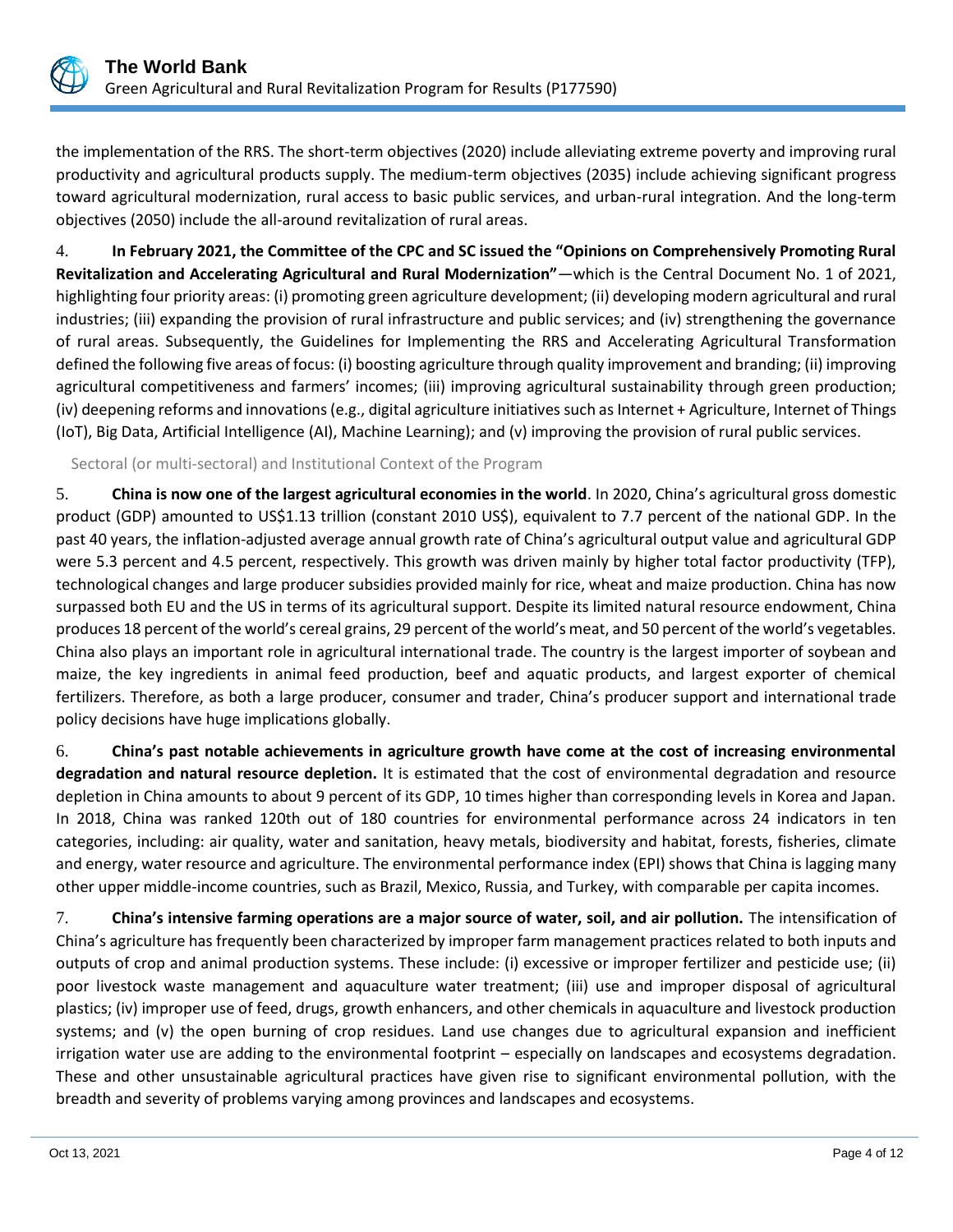the implementation of the RRS. The short-term objectives (2020) include alleviating extreme poverty and improving rural productivity and agricultural products supply. The medium-term objectives (2035) include achieving significant progress toward agricultural modernization, rural access to basic public services, and urban-rural integration. And the long-term objectives (2050) include the all-around revitalization of rural areas.

4. **In February 2021, the Committee of the CPC and SC issued the "Opinions on Comprehensively Promoting Rural Revitalization and Accelerating Agricultural and Rural Modernization"**—which is the Central Document No. 1 of 2021, highlighting four priority areas: (i) promoting green agriculture development; (ii) developing modern agricultural and rural industries; (iii) expanding the provision of rural infrastructure and public services; and (iv) strengthening the governance of rural areas. Subsequently, the Guidelines for Implementing the RRS and Accelerating Agricultural Transformation defined the following five areas of focus: (i) boosting agriculture through quality improvement and branding; (ii) improving agricultural competitiveness and farmers' incomes; (iii) improving agricultural sustainability through green production; (iv) deepening reforms and innovations (e.g., digital agriculture initiatives such as Internet + Agriculture, Internet of Things (IoT), Big Data, Artificial Intelligence (AI), Machine Learning); and (v) improving the provision of rural public services.

### Sectoral (or multi-sectoral) and Institutional Context of the Program

5. **China is now one of the largest agricultural economies in the world**. In 2020, China's agricultural gross domestic product (GDP) amounted to US$1.13 trillion (constant 2010 US$), equivalent to 7.7 percent of the national GDP. In the past 40 years, the inflation-adjusted average annual growth rate of China's agricultural output value and agricultural GDP were 5.3 percent and 4.5 percent, respectively. This growth was driven mainly by higher total factor productivity (TFP), technological changes and large producer subsidies provided mainly for rice, wheat and maize production. China has now surpassed both EU and the US in terms of its agricultural support. Despite its limited natural resource endowment, China produces 18 percent of the world's cereal grains, 29 percent of the world's meat, and 50 percent of the world's vegetables. China also plays an important role in agricultural international trade. The country is the largest importer of soybean and maize, the key ingredients in animal feed production, beef and aquatic products, and largest exporter of chemical fertilizers. Therefore, as both a large producer, consumer and trader, China's producer support and international trade policy decisions have huge implications globally.

6. **China's past notable achievements in agriculture growth have come at the cost of increasing environmental degradation and natural resource depletion.** It is estimated that the cost of environmental degradation and resource depletion in China amounts to about 9 percent of its GDP, 10 times higher than corresponding levels in Korea and Japan. In 2018, China was ranked 120th out of 180 countries for environmental performance across 24 indicators in ten categories, including: air quality, water and sanitation, heavy metals, biodiversity and habitat, forests, fisheries, climate and energy, water resource and agriculture. The environmental performance index (EPI) shows that China is lagging many other upper middle-income countries, such as Brazil, Mexico, Russia, and Turkey, with comparable per capita incomes.

7. **China's intensive farming operations are a major source of water, soil, and air pollution.** The intensification of China's agriculture has frequently been characterized by improper farm management practices related to both inputs and outputs of crop and animal production systems. These include: (i) excessive or improper fertilizer and pesticide use; (ii) poor livestock waste management and aquaculture water treatment; (iii) use and improper disposal of agricultural plastics; (iv) improper use of feed, drugs, growth enhancers, and other chemicals in aquaculture and livestock production systems; and (v) the open burning of crop residues. Land use changes due to agricultural expansion and inefficient irrigation water use are adding to the environmental footprint – especially on landscapes and ecosystems degradation. These and other unsustainable agricultural practices have given rise to significant environmental pollution, with the breadth and severity of problems varying among provinces and landscapes and ecosystems.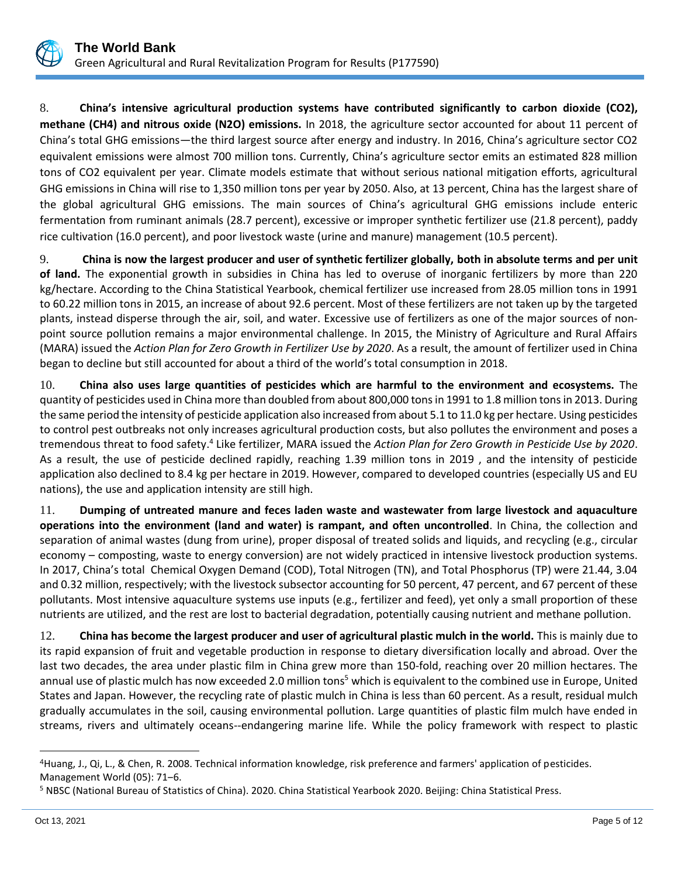8. **China's intensive agricultural production systems have contributed significantly to carbon dioxide ($CO_2$), methane ($CH_4$) and nitrous oxide ($N_2O$) emissions.** In 2018, the agriculture sector accounted for about 11 percent of China's total GHG emissions—the third largest source after energy and industry. In 2016, China's agriculture sector $CO_2$ equivalent emissions were almost 700 million tons. Currently, China's agriculture sector emits an estimated 828 million tons of $CO_2$ equivalent per year. Climate models estimate that without serious national mitigation efforts, agricultural GHG emissions in China will rise to 1,350 million tons per year by 2050. Also, at 13 percent, China has the largest share of the global agricultural GHG emissions. The main sources of China's agricultural GHG emissions include enteric fermentation from ruminant animals (28.7 percent), excessive or improper synthetic fertilizer use (21.8 percent), paddy rice cultivation (16.0 percent), and poor livestock waste (urine and manure) management (10.5 percent).

9. **China is now the largest producer and user of synthetic fertilizer globally, both in absolute terms and per unit of land.** The exponential growth in subsidies in China has led to overuse of inorganic fertilizers by more than 220 kg/hectare. According to the China Statistical Yearbook, chemical fertilizer use increased from 28.05 million tons in 1991 to 60.22 million tons in 2015, an increase of about 92.6 percent. Most of these fertilizers are not taken up by the targeted plants, instead disperse through the air, soil, and water. Excessive use of fertilizers as one of the major sources of non-point source pollution remains a major environmental challenge. In 2015, the Ministry of Agriculture and Rural Affairs (MARA) issued the *Action Plan for Zero Growth in Fertilizer Use by 2020*. As a result, the amount of fertilizer used in China began to decline but still accounted for about a third of the world's total consumption in 2018.

10. **China also uses large quantities of pesticides which are harmful to the environment and ecosystems.** The quantity of pesticides used in China more than doubled from about 800,000 tons in 1991 to 1.8 million tons in 2013. During the same period the intensity of pesticide application also increased from about 5.1 to 11.0 kg per hectare. Using pesticides to control pest outbreaks not only increases agricultural production costs, but also pollutes the environment and poses a tremendous threat to food safety.[4] Like fertilizer, MARA issued the *Action Plan for Zero Growth in Pesticide Use by 2020*. As a result, the use of pesticide declined rapidly, reaching 1.39 million tons in 2019 , and the intensity of pesticide application also declined to 8.4 kg per hectare in 2019. However, compared to developed countries (especially US and EU nations), the use and application intensity are still high.

11. **Dumping of untreated manure and feces laden waste and wastewater from large livestock and aquaculture operations into the environment (land and water) is rampant, and often uncontrolled**. In China, the collection and separation of animal wastes (dung from urine), proper disposal of treated solids and liquids, and recycling (e.g., circular economy – composting, waste to energy conversion) are not widely practiced in intensive livestock production systems. In 2017, China's total Chemical Oxygen Demand (COD), Total Nitrogen (TN), and Total Phosphorus (TP) were 21.44, 3.04 and 0.32 million, respectively; with the livestock subsector accounting for 50 percent, 47 percent, and 67 percent of these pollutants. Most intensive aquaculture systems use inputs (e.g., fertilizer and feed), yet only a small proportion of these nutrients are utilized, and the rest are lost to bacterial degradation, potentially causing nutrient and methane pollution.

12. **China has become the largest producer and user of agricultural plastic mulch in the world.** This is mainly due to its rapid expansion of fruit and vegetable production in response to dietary diversification locally and abroad. Over the last two decades, the area under plastic film in China grew more than 150-fold, reaching over 20 million hectares. The annual use of plastic mulch has now exceeded 2.0 million tons[5] which is equivalent to the combined use in Europe, United States and Japan. However, the recycling rate of plastic mulch in China is less than 60 percent. As a result, residual mulch gradually accumulates in the soil, causing environmental pollution. Large quantities of plastic film mulch have ended in streams, rivers and ultimately oceans--endangering marine life. While the policy framework with respect to plastic

---

[4] Huang, J., Qi, L., & Chen, R. 2008. Technical information knowledge, risk preference and farmers' application of pesticides. Management World (05): 71–6.

[5] NBSC (National Bureau of Statistics of China). 2020. China Statistical Yearbook 2020. Beijing: China Statistical Press.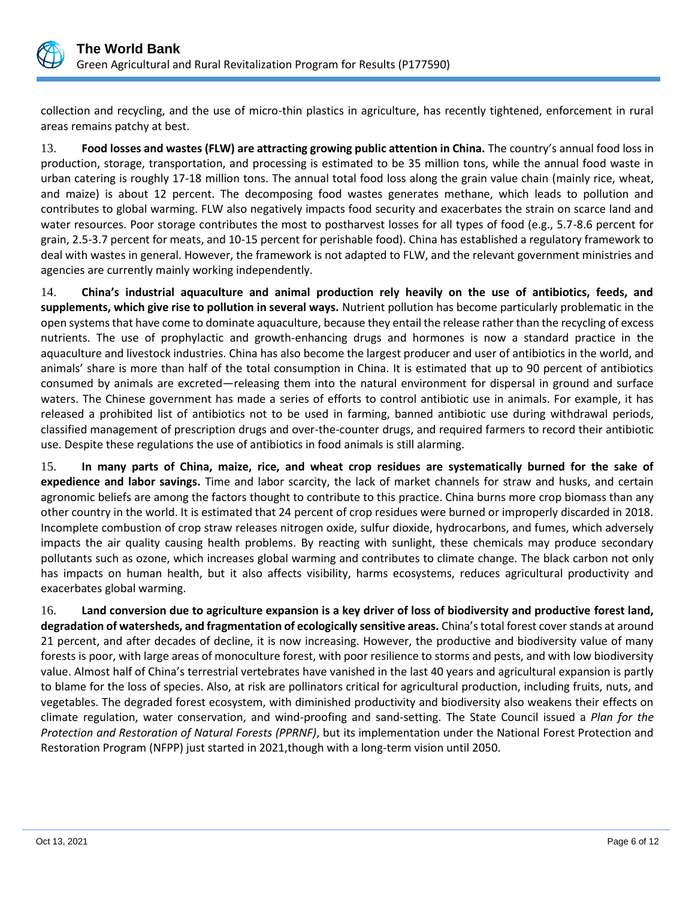collection and recycling, and the use of micro-thin plastics in agriculture, has recently tightened, enforcement in rural areas remains patchy at best.

13. **Food losses and wastes (FLW) are attracting growing public attention in China.** The country's annual food loss in production, storage, transportation, and processing is estimated to be 35 million tons, while the annual food waste in urban catering is roughly 17-18 million tons. The annual total food loss along the grain value chain (mainly rice, wheat, and maize) is about 12 percent. The decomposing food wastes generates methane, which leads to pollution and contributes to global warming. FLW also negatively impacts food security and exacerbates the strain on scarce land and water resources. Poor storage contributes the most to postharvest losses for all types of food (e.g., 5.7-8.6 percent for grain, 2.5-3.7 percent for meats, and 10-15 percent for perishable food). China has established a regulatory framework to deal with wastes in general. However, the framework is not adapted to FLW, and the relevant government ministries and agencies are currently mainly working independently.

14. **China's industrial aquaculture and animal production rely heavily on the use of antibiotics, feeds, and supplements, which give rise to pollution in several ways.** Nutrient pollution has become particularly problematic in the open systems that have come to dominate aquaculture, because they entail the release rather than the recycling of excess nutrients. The use of prophylactic and growth-enhancing drugs and hormones is now a standard practice in the aquaculture and livestock industries. China has also become the largest producer and user of antibiotics in the world, and animals' share is more than half of the total consumption in China. It is estimated that up to 90 percent of antibiotics consumed by animals are excreted—releasing them into the natural environment for dispersal in ground and surface waters. The Chinese government has made a series of efforts to control antibiotic use in animals. For example, it has released a prohibited list of antibiotics not to be used in farming, banned antibiotic use during withdrawal periods, classified management of prescription drugs and over-the-counter drugs, and required farmers to record their antibiotic use. Despite these regulations the use of antibiotics in food animals is still alarming.

15. **In many parts of China, maize, rice, and wheat crop residues are systematically burned for the sake of expedience and labor savings.** Time and labor scarcity, the lack of market channels for straw and husks, and certain agronomic beliefs are among the factors thought to contribute to this practice. China burns more crop biomass than any other country in the world. It is estimated that 24 percent of crop residues were burned or improperly discarded in 2018. Incomplete combustion of crop straw releases nitrogen oxide, sulfur dioxide, hydrocarbons, and fumes, which adversely impacts the air quality causing health problems. By reacting with sunlight, these chemicals may produce secondary pollutants such as ozone, which increases global warming and contributes to climate change. The black carbon not only has impacts on human health, but it also affects visibility, harms ecosystems, reduces agricultural productivity and exacerbates global warming.

16. **Land conversion due to agriculture expansion is a key driver of loss of biodiversity and productive forest land, degradation of watersheds, and fragmentation of ecologically sensitive areas.** China's total forest cover stands at around 21 percent, and after decades of decline, it is now increasing. However, the productive and biodiversity value of many forests is poor, with large areas of monoculture forest, with poor resilience to storms and pests, and with low biodiversity value. Almost half of China's terrestrial vertebrates have vanished in the last 40 years and agricultural expansion is partly to blame for the loss of species. Also, at risk are pollinators critical for agricultural production, including fruits, nuts, and vegetables. The degraded forest ecosystem, with diminished productivity and biodiversity also weakens their effects on climate regulation, water conservation, and wind-proofing and sand-setting. The State Council issued a *Plan for the Protection and Restoration of Natural Forests (PPRNF)*, but its implementation under the National Forest Protection and Restoration Program (NFPP) just started in 2021,though with a long-term vision until 2050.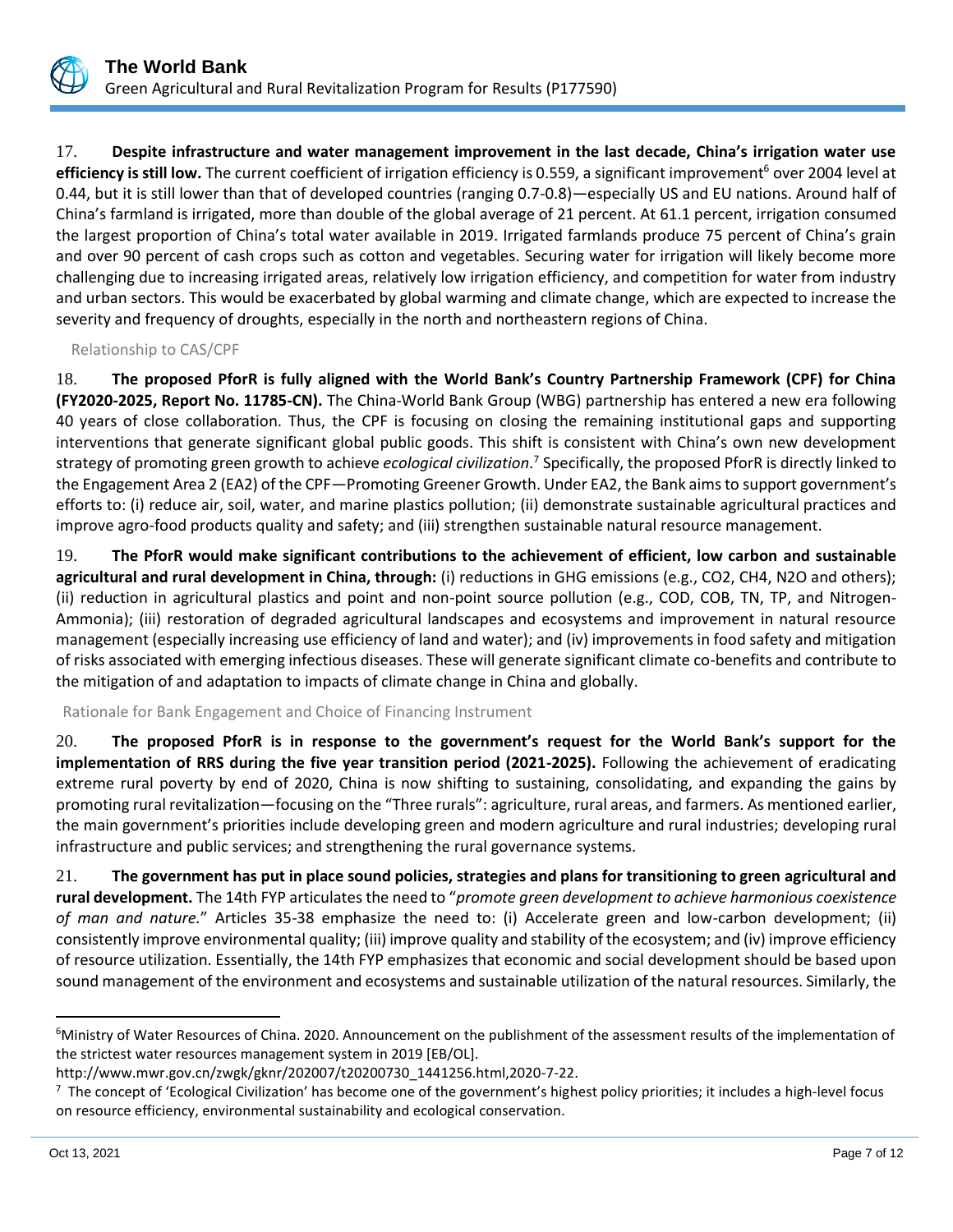17. **Despite infrastructure and water management improvement in the last decade, China's irrigation water use efficiency is still low.** The current coefficient of irrigation efficiency is 0.559, a significant improvement[6] over 2004 level at 0.44, but it is still lower than that of developed countries (ranging 0.7-0.8)—especially US and EU nations. Around half of China's farmland is irrigated, more than double of the global average of 21 percent. At 61.1 percent, irrigation consumed the largest proportion of China's total water available in 2019. Irrigated farmlands produce 75 percent of China's grain and over 90 percent of cash crops such as cotton and vegetables. Securing water for irrigation will likely become more challenging due to increasing irrigated areas, relatively low irrigation efficiency, and competition for water from industry and urban sectors. This would be exacerbated by global warming and climate change, which are expected to increase the severity and frequency of droughts, especially in the north and northeastern regions of China.

### Relationship to CAS/CPF

18. **The proposed PforR is fully aligned with the World Bank's Country Partnership Framework (CPF) for China (FY2020-2025, Report No. 11785-CN).** The China-World Bank Group (WBG) partnership has entered a new era following 40 years of close collaboration. Thus, the CPF is focusing on closing the remaining institutional gaps and supporting interventions that generate significant global public goods. This shift is consistent with China's own new development strategy of promoting green growth to achieve *ecological civilization*.[7] Specifically, the proposed PforR is directly linked to the Engagement Area 2 (EA2) of the CPF—Promoting Greener Growth. Under EA2, the Bank aims to support government's efforts to: (i) reduce air, soil, water, and marine plastics pollution; (ii) demonstrate sustainable agricultural practices and improve agro-food products quality and safety; and (iii) strengthen sustainable natural resource management.

19. **The PforR would make significant contributions to the achievement of efficient, low carbon and sustainable agricultural and rural development in China, through:** (i) reductions in GHG emissions (e.g., $CO_2$, $CH_4$, $N_2O$ and others); (ii) reduction in agricultural plastics and point and non-point source pollution (e.g., COD, COB, TN, TP, and Nitrogen-Ammonia); (iii) restoration of degraded agricultural landscapes and ecosystems and improvement in natural resource management (especially increasing use efficiency of land and water); and (iv) improvements in food safety and mitigation of risks associated with emerging infectious diseases. These will generate significant climate co-benefits and contribute to the mitigation of and adaptation to impacts of climate change in China and globally.

### Rationale for Bank Engagement and Choice of Financing Instrument

20. **The proposed PforR is in response to the government's request for the World Bank's support for the implementation of RRS during the five year transition period (2021-2025).** Following the achievement of eradicating extreme rural poverty by end of 2020, China is now shifting to sustaining, consolidating, and expanding the gains by promoting rural revitalization—focusing on the "Three rurals": agriculture, rural areas, and farmers. As mentioned earlier, the main government's priorities include developing green and modern agriculture and rural industries; developing rural infrastructure and public services; and strengthening the rural governance systems.

21. **The government has put in place sound policies, strategies and plans for transitioning to green agricultural and rural development.** The 14th FYP articulates the need to "*promote green development to achieve harmonious coexistence of man and nature.*" Articles 35-38 emphasize the need to: (i) Accelerate green and low-carbon development; (ii) consistently improve environmental quality; (iii) improve quality and stability of the ecosystem; and (iv) improve efficiency of resource utilization. Essentially, the 14th FYP emphasizes that economic and social development should be based upon sound management of the environment and ecosystems and sustainable utilization of the natural resources. Similarly, the

---

[6] Ministry of Water Resources of China. 2020. Announcement on the publishment of the assessment results of the implementation of the strictest water resources management system in 2019 [EB/OL]. http://www.mwr.gov.cn/zwgk/gknr/202007/t20200730_1441256.html,2020-7-22.

[7] The concept of 'Ecological Civilization' has become one of the government's highest policy priorities; it includes a high-level focus on resource efficiency, environmental sustainability and ecological conservation.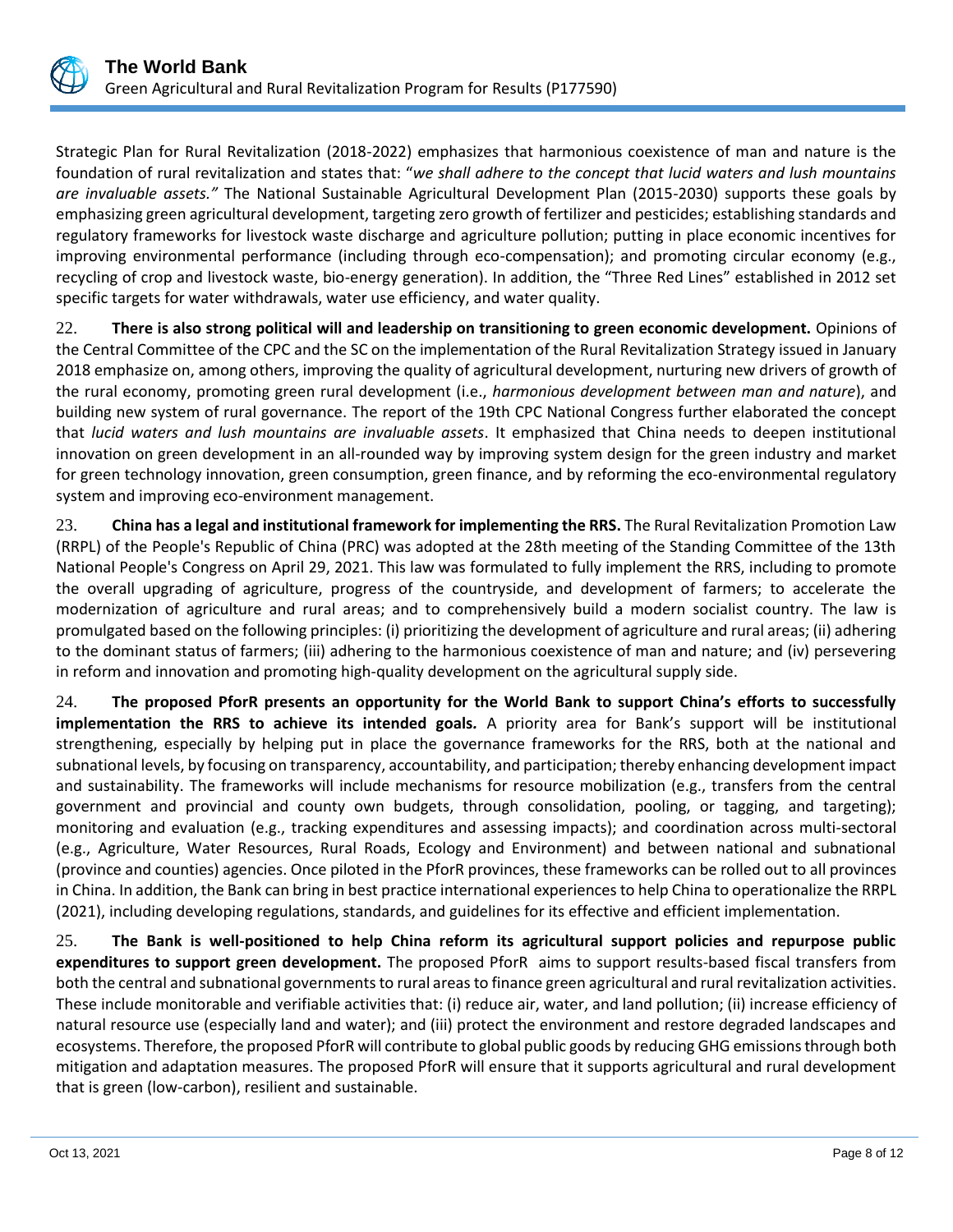Strategic Plan for Rural Revitalization (2018-2022) emphasizes that harmonious coexistence of man and nature is the foundation of rural revitalization and states that: "*we shall adhere to the concept that lucid waters and lush mountains are invaluable assets."* The National Sustainable Agricultural Development Plan (2015-2030) supports these goals by emphasizing green agricultural development, targeting zero growth of fertilizer and pesticides; establishing standards and regulatory frameworks for livestock waste discharge and agriculture pollution; putting in place economic incentives for improving environmental performance (including through eco-compensation); and promoting circular economy (e.g., recycling of crop and livestock waste, bio-energy generation). In addition, the "Three Red Lines" established in 2012 set specific targets for water withdrawals, water use efficiency, and water quality.

22. **There is also strong political will and leadership on transitioning to green economic development.** Opinions of the Central Committee of the CPC and the SC on the implementation of the Rural Revitalization Strategy issued in January 2018 emphasize on, among others, improving the quality of agricultural development, nurturing new drivers of growth of the rural economy, promoting green rural development (i.e., *harmonious development between man and nature*), and building new system of rural governance. The report of the 19th CPC National Congress further elaborated the concept that *lucid waters and lush mountains are invaluable assets*. It emphasized that China needs to deepen institutional innovation on green development in an all-rounded way by improving system design for the green industry and market for green technology innovation, green consumption, green finance, and by reforming the eco-environmental regulatory system and improving eco-environment management.

23. **China has a legal and institutional framework for implementing the RRS.** The Rural Revitalization Promotion Law (RRPL) of the People's Republic of China (PRC) was adopted at the 28th meeting of the Standing Committee of the 13th National People's Congress on April 29, 2021. This law was formulated to fully implement the RRS, including to promote the overall upgrading of agriculture, progress of the countryside, and development of farmers; to accelerate the modernization of agriculture and rural areas; and to comprehensively build a modern socialist country. The law is promulgated based on the following principles: (i) prioritizing the development of agriculture and rural areas; (ii) adhering to the dominant status of farmers; (iii) adhering to the harmonious coexistence of man and nature; and (iv) persevering in reform and innovation and promoting high-quality development on the agricultural supply side.

24. **The proposed PforR presents an opportunity for the World Bank to support China's efforts to successfully implementation the RRS to achieve its intended goals.** A priority area for Bank's support will be institutional strengthening, especially by helping put in place the governance frameworks for the RRS, both at the national and subnational levels, by focusing on transparency, accountability, and participation; thereby enhancing development impact and sustainability. The frameworks will include mechanisms for resource mobilization (e.g., transfers from the central government and provincial and county own budgets, through consolidation, pooling, or tagging, and targeting); monitoring and evaluation (e.g., tracking expenditures and assessing impacts); and coordination across multi-sectoral (e.g., Agriculture, Water Resources, Rural Roads, Ecology and Environment) and between national and subnational (province and counties) agencies. Once piloted in the PforR provinces, these frameworks can be rolled out to all provinces in China. In addition, the Bank can bring in best practice international experiences to help China to operationalize the RRPL (2021), including developing regulations, standards, and guidelines for its effective and efficient implementation.

25. **The Bank is well-positioned to help China reform its agricultural support policies and repurpose public expenditures to support green development.** The proposed PforR aims to support results-based fiscal transfers from both the central and subnational governments to rural areas to finance green agricultural and rural revitalization activities. These include monitorable and verifiable activities that: (i) reduce air, water, and land pollution; (ii) increase efficiency of natural resource use (especially land and water); and (iii) protect the environment and restore degraded landscapes and ecosystems. Therefore, the proposed PforR will contribute to global public goods by reducing GHG emissions through both mitigation and adaptation measures. The proposed PforR will ensure that it supports agricultural and rural development that is green (low-carbon), resilient and sustainable.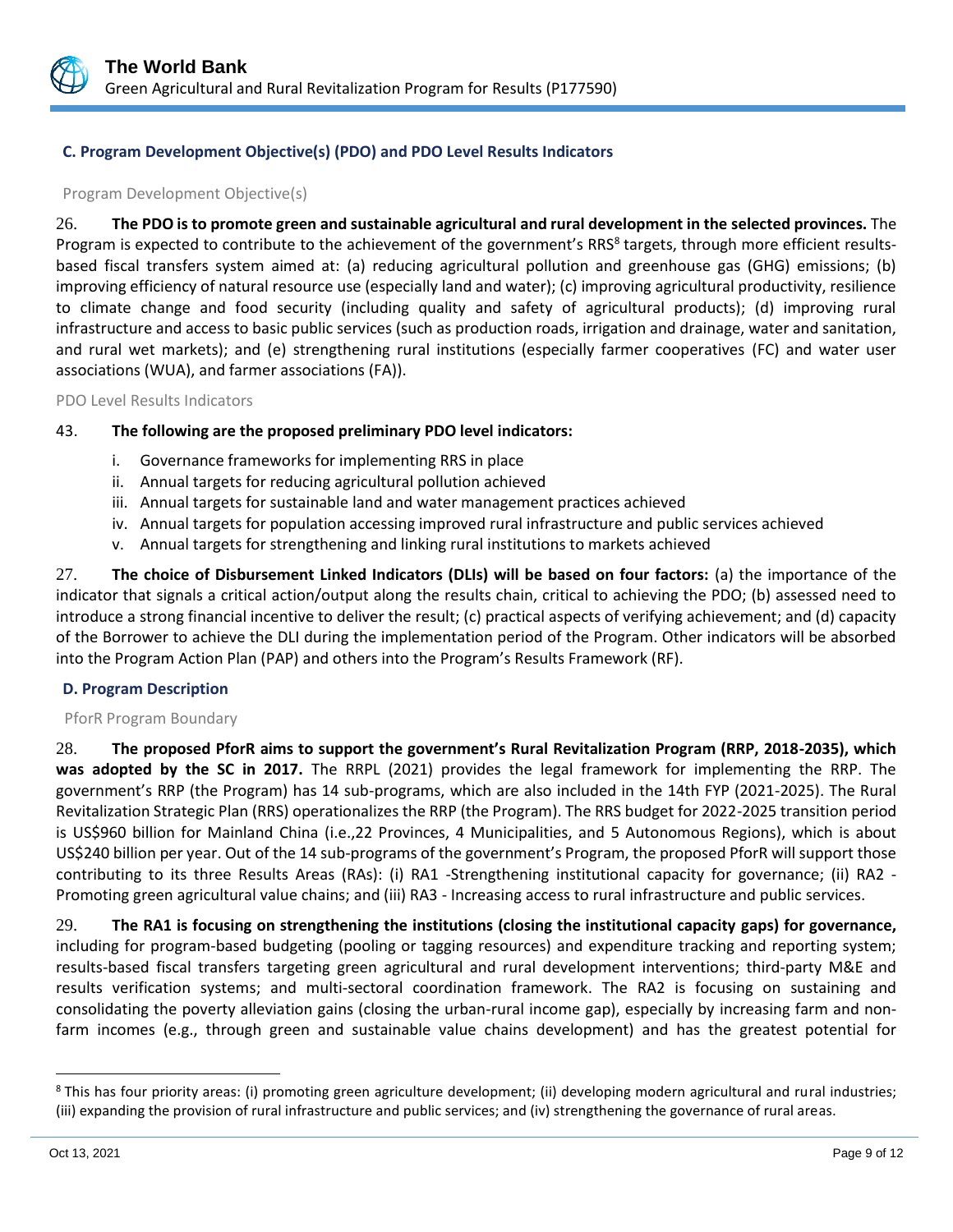### C. Program Development Objective(s) (PDO) and PDO Level Results Indicators

Program Development Objective(s)

26. **The PDO is to promote green and sustainable agricultural and rural development in the selected provinces.** The Program is expected to contribute to the achievement of the government's RRS[8] targets, through more efficient results-based fiscal transfers system aimed at: (a) reducing agricultural pollution and greenhouse gas (GHG) emissions; (b) improving efficiency of natural resource use (especially land and water); (c) improving agricultural productivity, resilience to climate change and food security (including quality and safety of agricultural products); (d) improving rural infrastructure and access to basic public services (such as production roads, irrigation and drainage, water and sanitation, and rural wet markets); and (e) strengthening rural institutions (especially farmer cooperatives (FC) and water user associations (WUA), and farmer associations (FA)).

PDO Level Results Indicators

43. **The following are the proposed preliminary PDO level indicators:**

i. Governance frameworks for implementing RRS in place
ii. Annual targets for reducing agricultural pollution achieved
iii. Annual targets for sustainable land and water management practices achieved
iv. Annual targets for population accessing improved rural infrastructure and public services achieved
v. Annual targets for strengthening and linking rural institutions to markets achieved

27. **The choice of Disbursement Linked Indicators (DLIs) will be based on four factors:** (a) the importance of the indicator that signals a critical action/output along the results chain, critical to achieving the PDO; (b) assessed need to introduce a strong financial incentive to deliver the result; (c) practical aspects of verifying achievement; and (d) capacity of the Borrower to achieve the DLI during the implementation period of the Program. Other indicators will be absorbed into the Program Action Plan (PAP) and others into the Program's Results Framework (RF).

### D. Program Description

PforR Program Boundary

28. **The proposed PforR aims to support the government's Rural Revitalization Program (RRP, 2018-2035), which was adopted by the SC in 2017.** The RRPL (2021) provides the legal framework for implementing the RRP. The government's RRP (the Program) has 14 sub-programs, which are also included in the 14th FYP (2021-2025). The Rural Revitalization Strategic Plan (RRS) operationalizes the RRP (the Program). The RRS budget for 2022-2025 transition period is US$960 billion for Mainland China (i.e.,22 Provinces, 4 Municipalities, and 5 Autonomous Regions), which is about US$240 billion per year. Out of the 14 sub-programs of the government's Program, the proposed PforR will support those contributing to its three Results Areas (RAs): (i) RA1 -Strengthening institutional capacity for governance; (ii) RA2 - Promoting green agricultural value chains; and (iii) RA3 - Increasing access to rural infrastructure and public services.

29. **The RA1 is focusing on strengthening the institutions (closing the institutional capacity gaps) for governance,** including for program-based budgeting (pooling or tagging resources) and expenditure tracking and reporting system; results-based fiscal transfers targeting green agricultural and rural development interventions; third-party M&E and results verification systems; and multi-sectoral coordination framework. The RA2 is focusing on sustaining and consolidating the poverty alleviation gains (closing the urban-rural income gap), especially by increasing farm and non-farm incomes (e.g., through green and sustainable value chains development) and has the greatest potential for

---

[8] This has four priority areas: (i) promoting green agriculture development; (ii) developing modern agricultural and rural industries; (iii) expanding the provision of rural infrastructure and public services; and (iv) strengthening the governance of rural areas.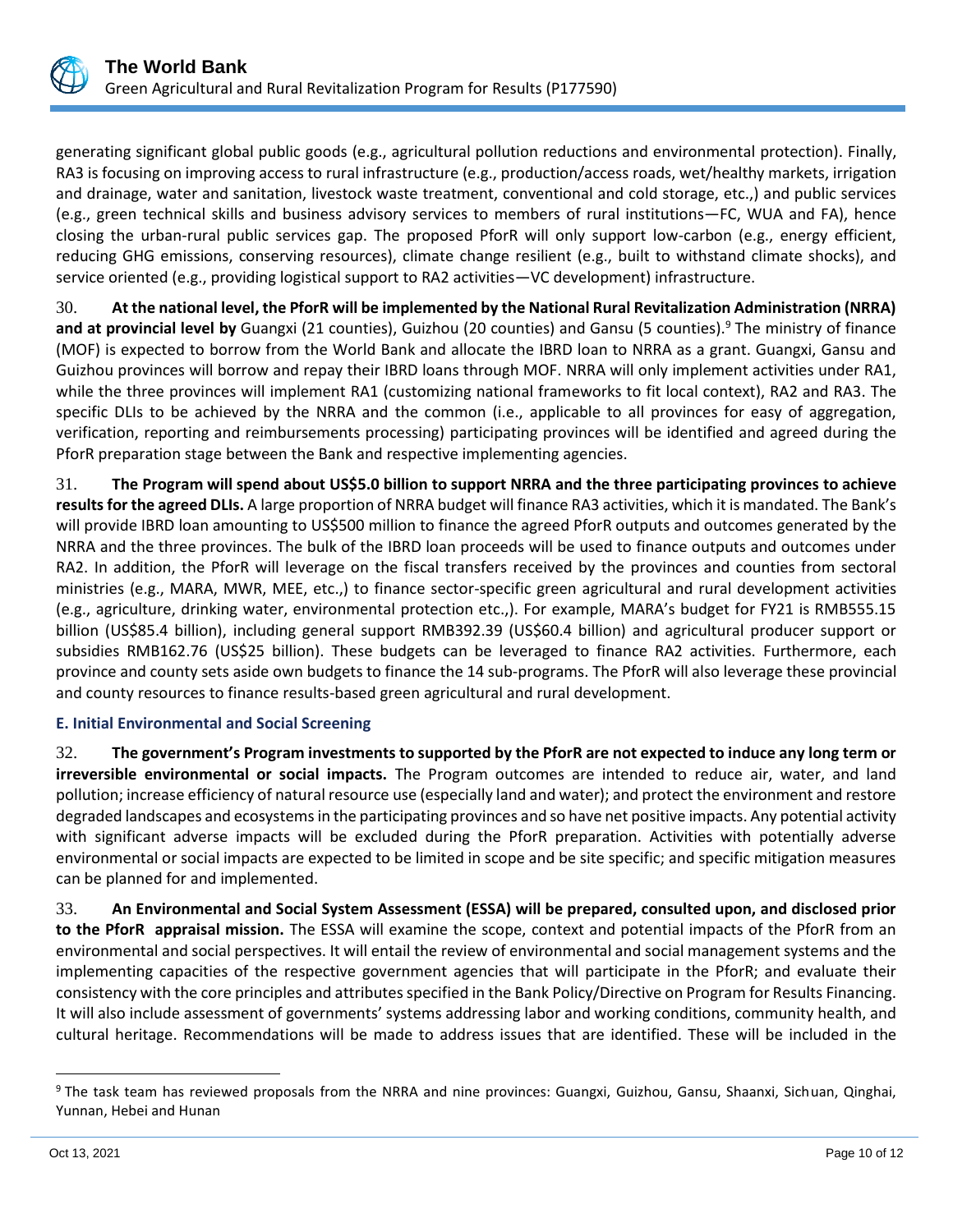generating significant global public goods (e.g., agricultural pollution reductions and environmental protection). Finally, RA3 is focusing on improving access to rural infrastructure (e.g., production/access roads, wet/healthy markets, irrigation and drainage, water and sanitation, livestock waste treatment, conventional and cold storage, etc.,) and public services (e.g., green technical skills and business advisory services to members of rural institutions—FC, WUA and FA), hence closing the urban-rural public services gap. The proposed PforR will only support low-carbon (e.g., energy efficient, reducing GHG emissions, conserving resources), climate change resilient (e.g., built to withstand climate shocks), and service oriented (e.g., providing logistical support to RA2 activities—VC development) infrastructure.

30. **At the national level, the PforR will be implemented by the National Rural Revitalization Administration (NRRA) and at provincial level by** Guangxi (21 counties), Guizhou (20 counties) and Gansu (5 counties).[9] The ministry of finance (MOF) is expected to borrow from the World Bank and allocate the IBRD loan to NRRA as a grant. Guangxi, Gansu and Guizhou provinces will borrow and repay their IBRD loans through MOF. NRRA will only implement activities under RA1, while the three provinces will implement RA1 (customizing national frameworks to fit local context), RA2 and RA3. The specific DLIs to be achieved by the NRRA and the common (i.e., applicable to all provinces for easy of aggregation, verification, reporting and reimbursements processing) participating provinces will be identified and agreed during the PforR preparation stage between the Bank and respective implementing agencies.

31. **The Program will spend about US$5.0 billion to support NRRA and the three participating provinces to achieve results for the agreed DLIs.** A large proportion of NRRA budget will finance RA3 activities, which it is mandated. The Bank's will provide IBRD loan amounting to US$500 million to finance the agreed PforR outputs and outcomes generated by the NRRA and the three provinces. The bulk of the IBRD loan proceeds will be used to finance outputs and outcomes under RA2. In addition, the PforR will leverage on the fiscal transfers received by the provinces and counties from sectoral ministries (e.g., MARA, MWR, MEE, etc.,) to finance sector-specific green agricultural and rural development activities (e.g., agriculture, drinking water, environmental protection etc.,). For example, MARA's budget for FY21 is RMB555.15 billion (US$85.4 billion), including general support RMB392.39 (US$60.4 billion) and agricultural producer support or subsidies RMB162.76 (US$25 billion). These budgets can be leveraged to finance RA2 activities. Furthermore, each province and county sets aside own budgets to finance the 14 sub-programs. The PforR will also leverage these provincial and county resources to finance results-based green agricultural and rural development.

### E. Initial Environmental and Social Screening

32. **The government's Program investments to supported by the PforR are not expected to induce any long term or irreversible environmental or social impacts.** The Program outcomes are intended to reduce air, water, and land pollution; increase efficiency of natural resource use (especially land and water); and protect the environment and restore degraded landscapes and ecosystems in the participating provinces and so have net positive impacts. Any potential activity with significant adverse impacts will be excluded during the PforR preparation. Activities with potentially adverse environmental or social impacts are expected to be limited in scope and be site specific; and specific mitigation measures can be planned for and implemented.

33. **An Environmental and Social System Assessment (ESSA) will be prepared, consulted upon, and disclosed prior to the PforR appraisal mission.** The ESSA will examine the scope, context and potential impacts of the PforR from an environmental and social perspectives. It will entail the review of environmental and social management systems and the implementing capacities of the respective government agencies that will participate in the PforR; and evaluate their consistency with the core principles and attributes specified in the Bank Policy/Directive on Program for Results Financing. It will also include assessment of governments' systems addressing labor and working conditions, community health, and cultural heritage. Recommendations will be made to address issues that are identified. These will be included in the

---

[9] The task team has reviewed proposals from the NRRA and nine provinces: Guangxi, Guizhou, Gansu, Shaanxi, Sichuan, Qinghai, Yunnan, Hebei and Hunan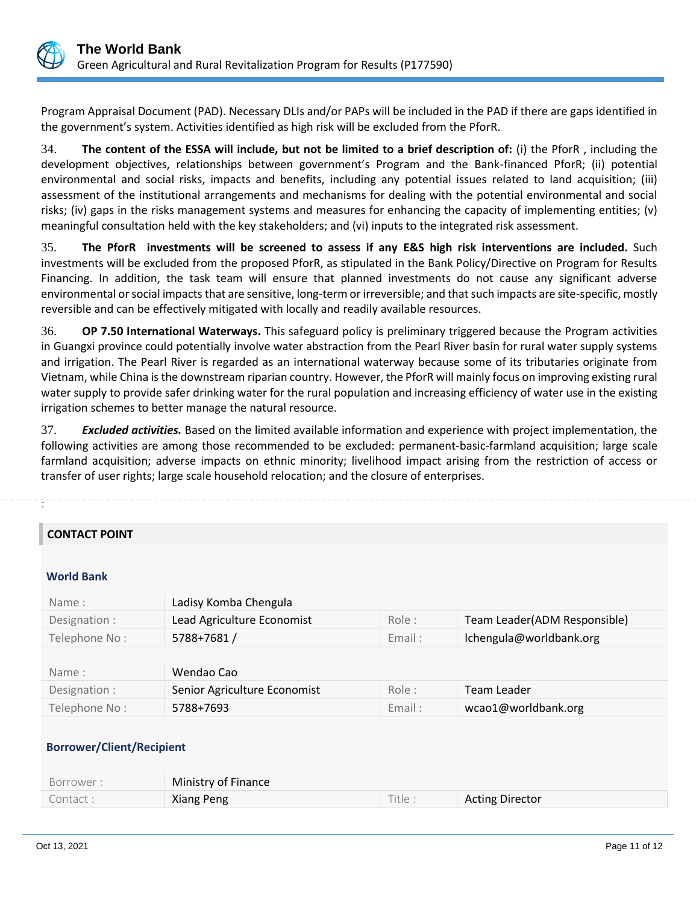Program Appraisal Document (PAD). Necessary DLIs and/or PAPs will be included in the PAD if there are gaps identified in the government's system. Activities identified as high risk will be excluded from the PforR.

34. **The content of the ESSA will include, but not be limited to a brief description of:** (i) the PforR , including the development objectives, relationships between government's Program and the Bank-financed PforR; (ii) potential environmental and social risks, impacts and benefits, including any potential issues related to land acquisition; (iii) assessment of the institutional arrangements and mechanisms for dealing with the potential environmental and social risks; (iv) gaps in the risks management systems and measures for enhancing the capacity of implementing entities; (v) meaningful consultation held with the key stakeholders; and (vi) inputs to the integrated risk assessment.

35. **The PforR investments will be screened to assess if any E&S high risk interventions are included.** Such investments will be excluded from the proposed PforR, as stipulated in the Bank Policy/Directive on Program for Results Financing. In addition, the task team will ensure that planned investments do not cause any significant adverse environmental or social impacts that are sensitive, long-term or irreversible; and that such impacts are site-specific, mostly reversible and can be effectively mitigated with locally and readily available resources.

36. **OP 7.50 International Waterways.** This safeguard policy is preliminary triggered because the Program activities in Guangxi province could potentially involve water abstraction from the Pearl River basin for rural water supply systems and irrigation. The Pearl River is regarded as an international waterway because some of its tributaries originate from Vietnam, while China is the downstream riparian country. However, the PforR will mainly focus on improving existing rural water supply to provide safer drinking water for the rural population and increasing efficiency of water use in the existing irrigation schemes to better manage the natural resource.

37. ***Excluded activities.*** Based on the limited available information and experience with project implementation, the following activities are among those recommended to be excluded: permanent-basic-farmland acquisition; large scale farmland acquisition; adverse impacts on ethnic minority; livelihood impact arising from the restriction of access or transfer of user rights; large scale household relocation; and the closure of enterprises.

## CONTACT POINT

### World Bank

| Name : | Ladisy Komba Chengula | | |
|---|---|---|---|
| Designation : | Lead Agriculture Economist | Role : | Team Leader(ADM Responsible) |
| Telephone No : | 5788+7681 / | Email : | lchengula@worldbank.org |

| Name : | Wendao Cao | | |
|---|---|---|---|
| Designation : | Senior Agriculture Economist | Role : | Team Leader |
| Telephone No : | 5788+7693 | Email : | wcao1@worldbank.org |

### Borrower/Client/Recipient

| Borrower : | Ministry of Finance | | |
|---|---|---|---|
| Contact : | Xiang Peng | Title : | Acting Director |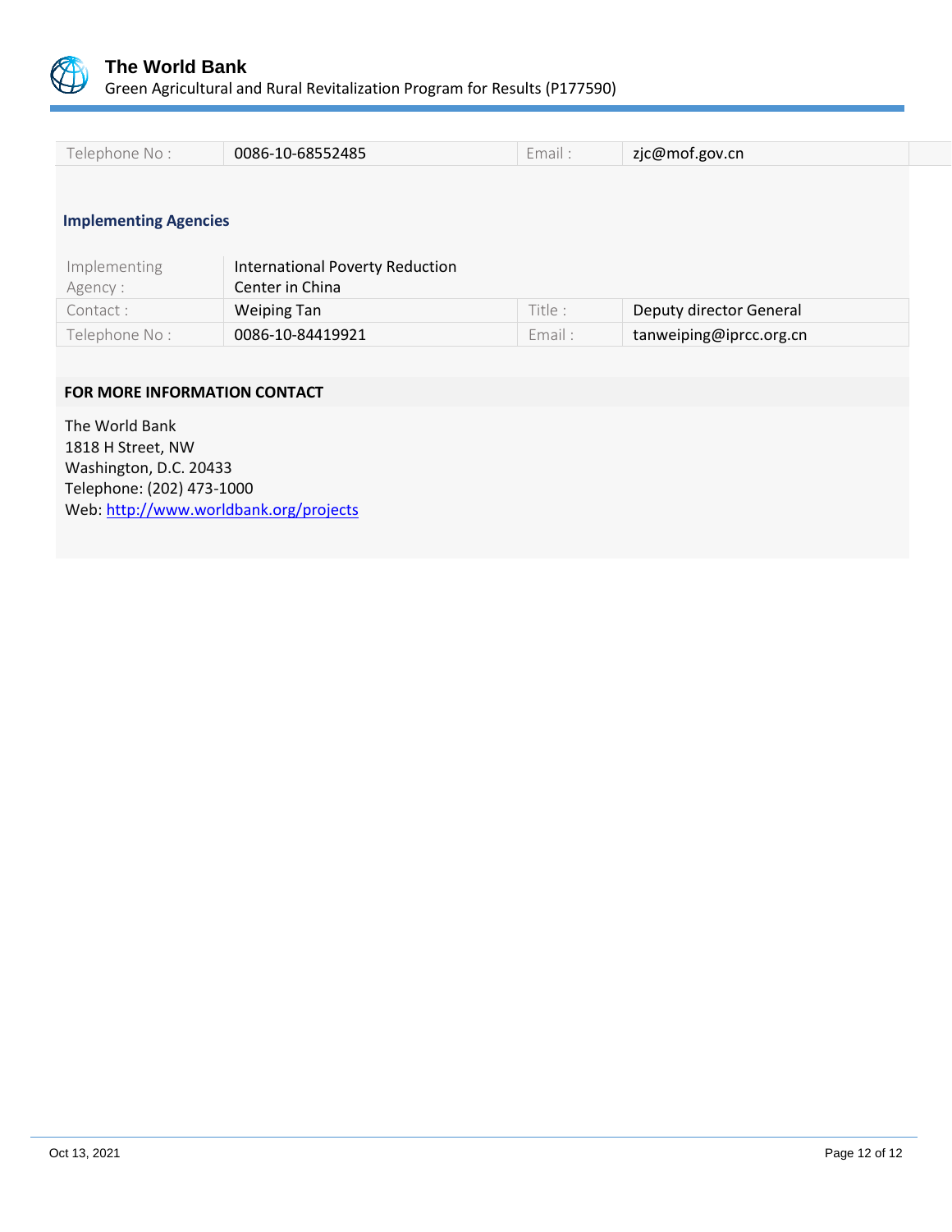| | | | |
|---|---|---|---|
| Telephone No : | 0086-10-68552485 | Email : | zjc@mof.gov.cn |

### Implementing Agencies

| | | | |
|---|---|---|---|
| Implementing Agency : | International Poverty Reduction Center in China | | |
| Contact : | Weiping Tan | Title : | Deputy director General |
| Telephone No : | 0086-10-84419921 | Email : | tanweiping@iprcc.org.cn |

### FOR MORE INFORMATION CONTACT

The World Bank
1818 H Street, NW
Washington, D.C. 20433
Telephone: (202) 473-1000
Web: http://www.worldbank.org/projects